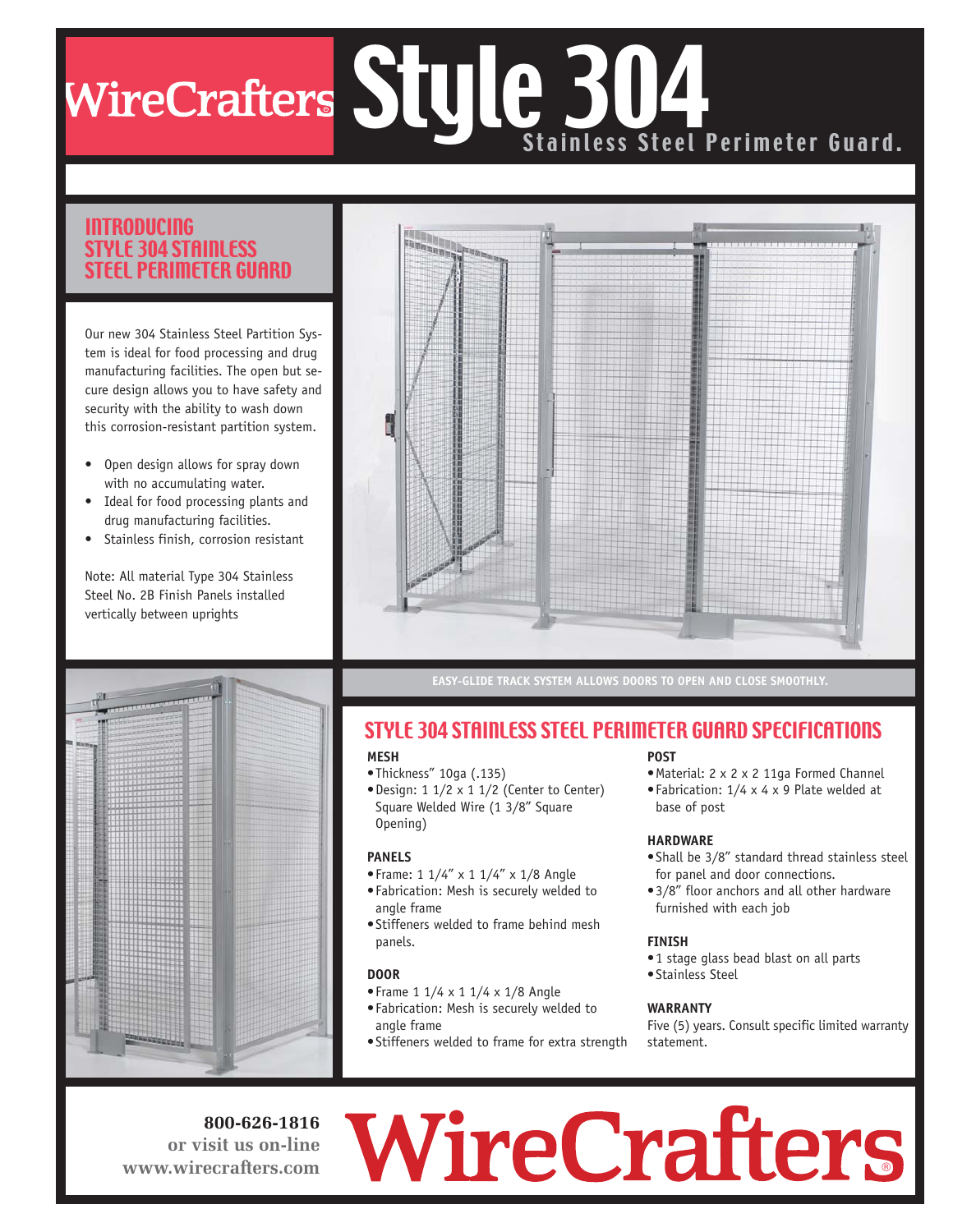# WireCrafters Style 304

Stainless Steel Perimeter Guard.

## INTRODUCING STYLE 304 STAINLESS STEEL PERIMETER GUARD

Our new 304 Stainless Steel Partition System is ideal for food processing and drug manufacturing facilities. The open but secure design allows you to have safety and security with the ability to wash down this corrosion-resistant partition system.

- Open design allows for spray down with no accumulating water.
- Ideal for food processing plants and drug manufacturing facilities.
- Stainless finish, corrosion resistant

Note: All material Type 304 Stainless Steel No. 2B Finish Panels installed vertically between uprights

EASY-GLIDE TRACK SYSTEM ALLOWS DOORS TO OPEN AND CLOSE SMOOTHLY.

## STYLE 304 STAINLESS STEEL PERIMETER GUARD SPECIFICATIONS

### MESH

- Thickness" 10ga (.135)
- Design: 1 1/2 x 1 1/2 (Center to Center) Square Welded Wire (1 3/8" Square Opening)

### PANELS

- Frame: 1 1/4" x 1 1/4" x 1/8 Angle
- Fabrication: Mesh is securely welded to angle frame
- Stiffeners welded to frame behind mesh panels.

### DOOR

- Frame 1 1/4 x 1 1/4 x 1/8 Angle
- Fabrication: Mesh is securely welded to angle frame
- Stiffeners welded to frame for extra strength

### POST

- Material: 2 x 2 x 2 11ga Formed Channel
- Fabrication: 1/4 x 4 x 9 Plate welded at base of post

### HARDWARE

- Shall be 3/8" standard thread stainless steel for panel and door connections.
- 3/8" floor anchors and all other hardware furnished with each job

### FINISH

- 1 stage glass bead blast on all parts
- Stainless Steel

### WARRANTY

Five (5) years. Consult specific limited warranty statement.

**800-626-1816**
**or visit us on-line**
**www.wirecrafters.com**

# WireCrafters®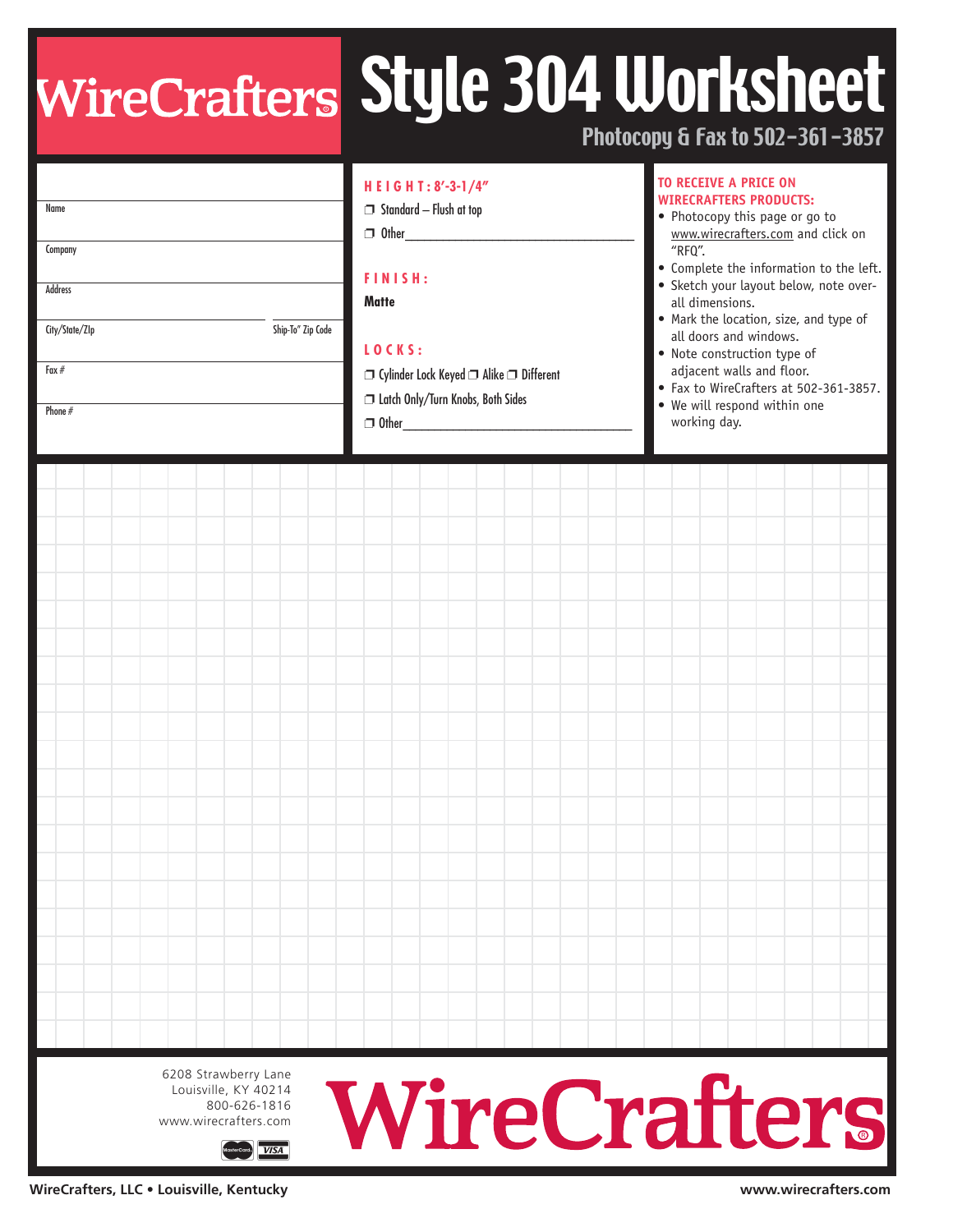# WireCrafters Style 304 Worksheet

Photocopy & Fax to 502-361-3857

Name

Company

Address

City/State/Zip

Ship-To" Zip Code

Fax #

Phone #

**HEIGHT: 8'-3-1/4"**

❒ Standard – Flush at top

❒ Other_______________

**FINISH:**

**Matte**

**LOCKS:**

❒ Cylinder Lock Keyed ❒ Alike ❒ Different

❒ Latch Only/Turn Knobs, Both Sides

❒ Other_______________

**TO RECEIVE A PRICE ON WIRECRAFTERS PRODUCTS:**

- Photocopy this page or go to www.wirecrafters.com and click on "RFQ".
- Complete the information to the left.
- Sketch your layout below, note overall dimensions.
- Mark the location, size, and type of all doors and windows.
- Note construction type of adjacent walls and floor.
- Fax to WireCrafters at 502-361-3857.
- We will respond within one working day.

6208 Strawberry Lane
Louisville, KY 40214
800-626-1816
www.wirecrafters.com

MasterCard VISA

WireCrafters

**WireCrafters, LLC • Louisville, Kentucky**

**www.wirecrafters.com**